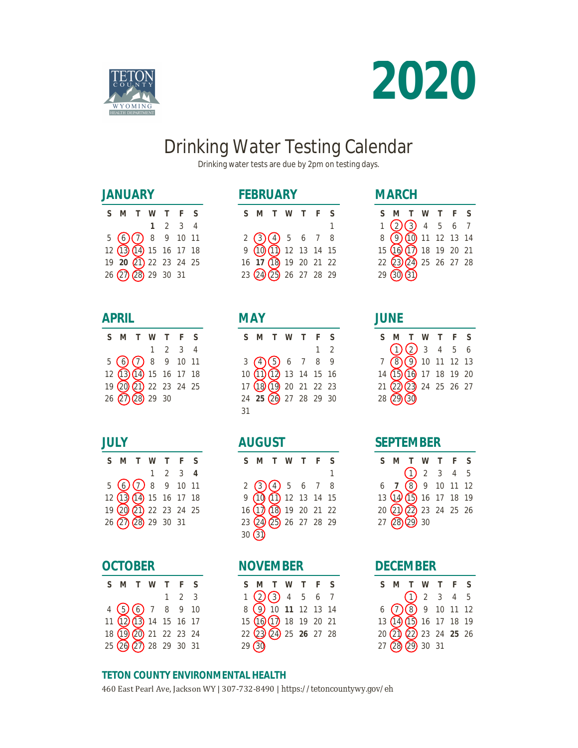TETON COUNTY WYOMING HEALTH DEPARTMENT

# 2020

## Drinking Water Testing Calendar

Drinking water tests are due by 2pm on testing days.

Circled dates on the original calendar are shown here in parentheses, e.g. (6).

### JANUARY

| S | M | T | W | T | F | S |
|---|---|---|---|---|---|---|
| | | | **1** | 2 | 3 | 4 |
| 5 | (6) | (7) | 8 | 9 | 10 | 11 |
| 12 | (13) | (14) | 15 | 16 | 17 | 18 |
| 19 | **20** | (21) | 22 | 23 | 24 | 25 |
| 26 | (27) | (28) | 29 | 30 | 31 | |

### FEBRUARY

| S | M | T | W | T | F | S |
|---|---|---|---|---|---|---|
| | | | | | | 1 |
| 2 | (3) | (4) | 5 | 6 | 7 | 8 |
| 9 | (10) | (11) | 12 | 13 | 14 | 15 |
| 16 | **17** | (18) | 19 | 20 | 21 | 22 |
| 23 | (24) | (25) | 26 | 27 | 28 | 29 |

### MARCH

| S | M | T | W | T | F | S |
|---|---|---|---|---|---|---|
| 1 | (2) | (3) | 4 | 5 | 6 | 7 |
| 8 | (9) | (10) | 11 | 12 | 13 | 14 |
| 15 | (16) | (17) | 18 | 19 | 20 | 21 |
| 22 | (23) | (24) | 25 | 26 | 27 | 28 |
| 29 | (30) | (31) | | | | |

### APRIL

| S | M | T | W | T | F | S |
|---|---|---|---|---|---|---|
| | | | 1 | 2 | 3 | 4 |
| 5 | (6) | (7) | 8 | 9 | 10 | 11 |
| 12 | (13) | (14) | 15 | 16 | 17 | 18 |
| 19 | (20) | (21) | 22 | 23 | 24 | 25 |
| 26 | (27) | (28) | 29 | 30 | | |

### MAY

| S | M | T | W | T | F | S |
|---|---|---|---|---|---|---|
| | | | | | 1 | 2 |
| 3 | (4) | (5) | 6 | 7 | 8 | 9 |
| 10 | (11) | (12) | 13 | 14 | 15 | 16 |
| 17 | (18) | (19) | 20 | 21 | 22 | 23 |
| 24 | **25** | (26) | 27 | 28 | 29 | 30 |
| 31 | | | | | | |

### JUNE

| S | M | T | W | T | F | S |
|---|---|---|---|---|---|---|
| | (1) | (2) | 3 | 4 | 5 | 6 |
| 7 | (8) | (9) | 10 | 11 | 12 | 13 |
| 14 | (15) | (16) | 17 | 18 | 19 | 20 |
| 21 | (22) | (23) | 24 | 25 | 26 | 27 |
| 28 | (29) | (30) | | | | |

### JULY

| S | M | T | W | T | F | S |
|---|---|---|---|---|---|---|
| | | | 1 | 2 | 3 | **4** |
| 5 | (6) | (7) | 8 | 9 | 10 | 11 |
| 12 | (13) | (14) | 15 | 16 | 17 | 18 |
| 19 | (20) | (21) | 22 | 23 | 24 | 25 |
| 26 | (27) | (28) | 29 | 30 | 31 | |

### AUGUST

| S | M | T | W | T | F | S |
|---|---|---|---|---|---|---|
| | | | | | | 1 |
| 2 | (3) | (4) | 5 | 6 | 7 | 8 |
| 9 | (10) | (11) | 12 | 13 | 14 | 15 |
| 16 | (17) | (18) | 19 | 20 | 21 | 22 |
| 23 | (24) | (25) | 26 | 27 | 28 | 29 |
| 30 | (31) | | | | | |

### SEPTEMBER

| S | M | T | W | T | F | S |
|---|---|---|---|---|---|---|
| | | (1) | 2 | 3 | 4 | 5 |
| 6 | **7** | (8) | 9 | 10 | 11 | 12 |
| 13 | (14) | (15) | 16 | 17 | 18 | 19 |
| 20 | (21) | (22) | 23 | 24 | 25 | 26 |
| 27 | (28) | (29) | 30 | | | |

### OCTOBER

| S | M | T | W | T | F | S |
|---|---|---|---|---|---|---|
| | | | | 1 | 2 | 3 |
| 4 | (5) | (6) | 7 | 8 | 9 | 10 |
| 11 | (12) | (13) | 14 | 15 | 16 | 17 |
| 18 | (19) | (20) | 21 | 22 | 23 | 24 |
| 25 | (26) | (27) | 28 | 29 | 30 | 31 |

### NOVEMBER

| S | M | T | W | T | F | S |
|---|---|---|---|---|---|---|
| 1 | (2) | (3) | 4 | 5 | 6 | 7 |
| 8 | (9) | 10 | **11** | 12 | 13 | 14 |
| 15 | (16) | (17) | 18 | 19 | 20 | 21 |
| 22 | (23) | (24) | 25 | **26** | 27 | 28 |
| 29 | (30) | | | | | |

### DECEMBER

| S | M | T | W | T | F | S |
|---|---|---|---|---|---|---|
| | | (1) | 2 | 3 | 4 | 5 |
| 6 | (7) | (8) | 9 | 10 | 11 | 12 |
| 13 | (14) | (15) | 16 | 17 | 18 | 19 |
| 20 | (21) | (22) | 23 | 24 | **25** | 26 |
| 27 | (28) | (29) | 30 | 31 | | |

**TETON COUNTY ENVIRONMENTAL HEALTH**

460 East Pearl Ave, Jackson WY | 307-732-8490 | https://tetoncountywy.gov/eh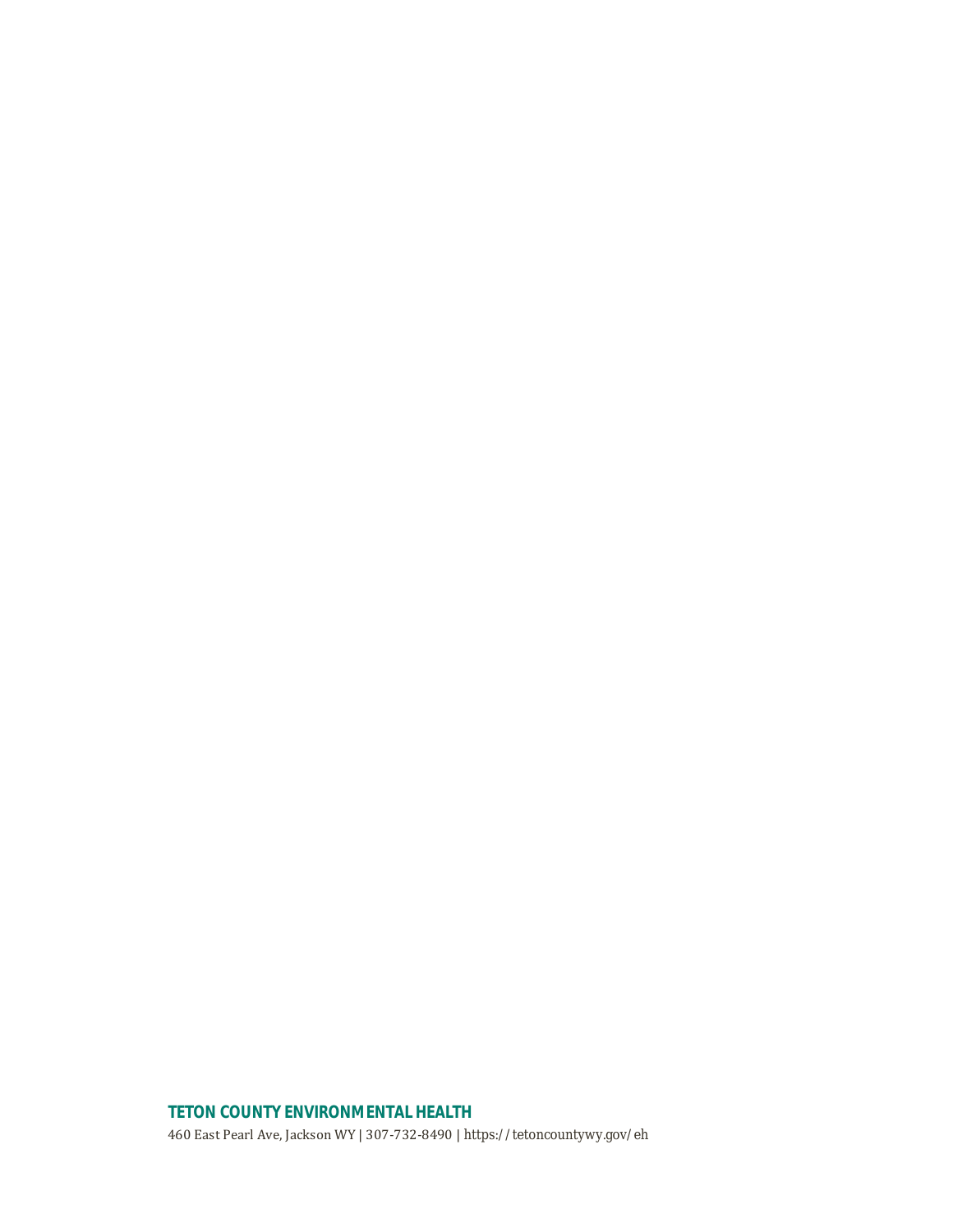**TETON COUNTY ENVIRONMENTAL HEALTH**

460 East Pearl Ave, Jackson WY | 307-732-8490 | https://tetoncountywy.gov/eh